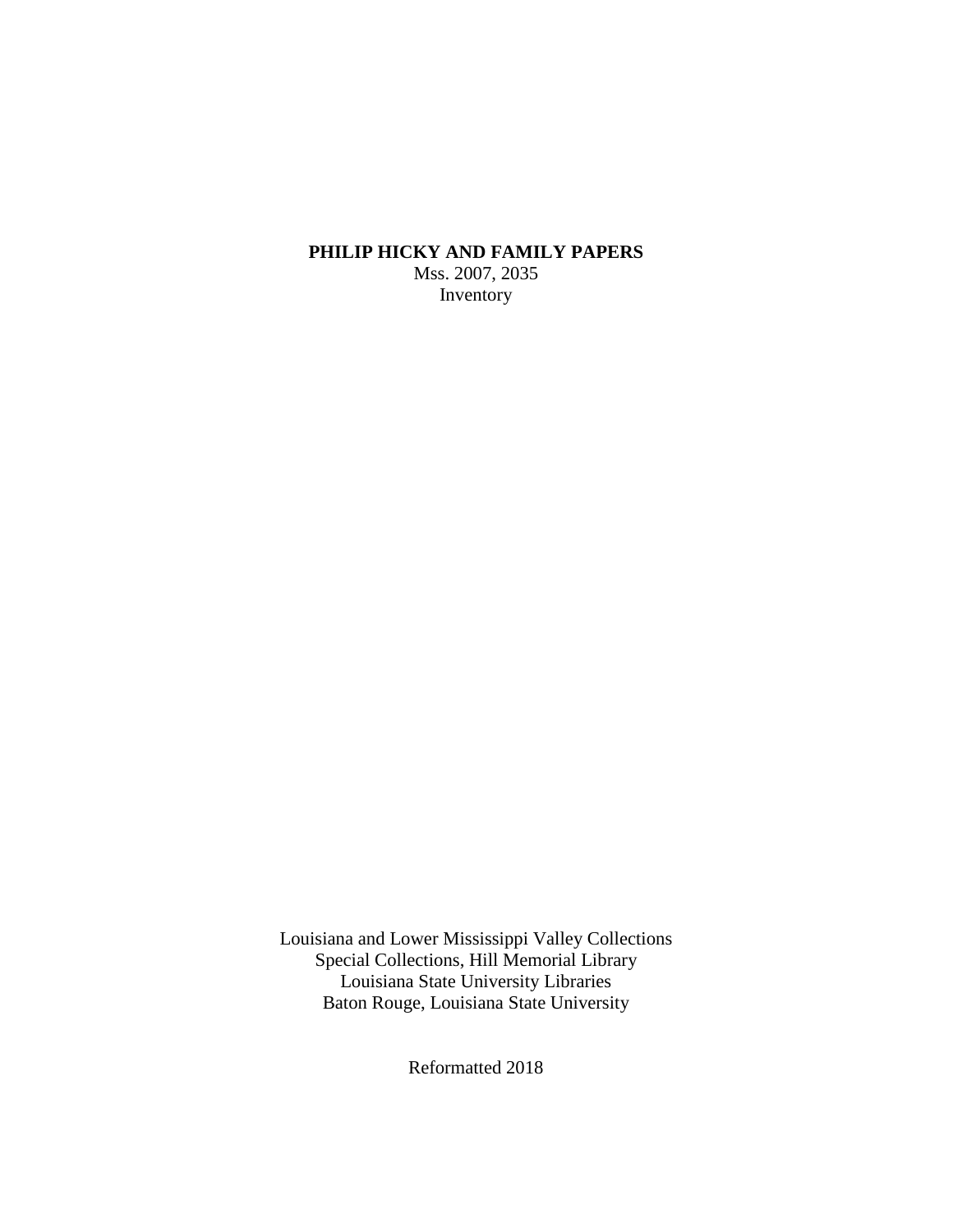# PHILIP HICKY AND FAMILY PAPERS

Mss. 2007, 2035

Inventory

Louisiana and Lower Mississippi Valley Collections
Special Collections, Hill Memorial Library
Louisiana State University Libraries
Baton Rouge, Louisiana State University

Reformatted 2018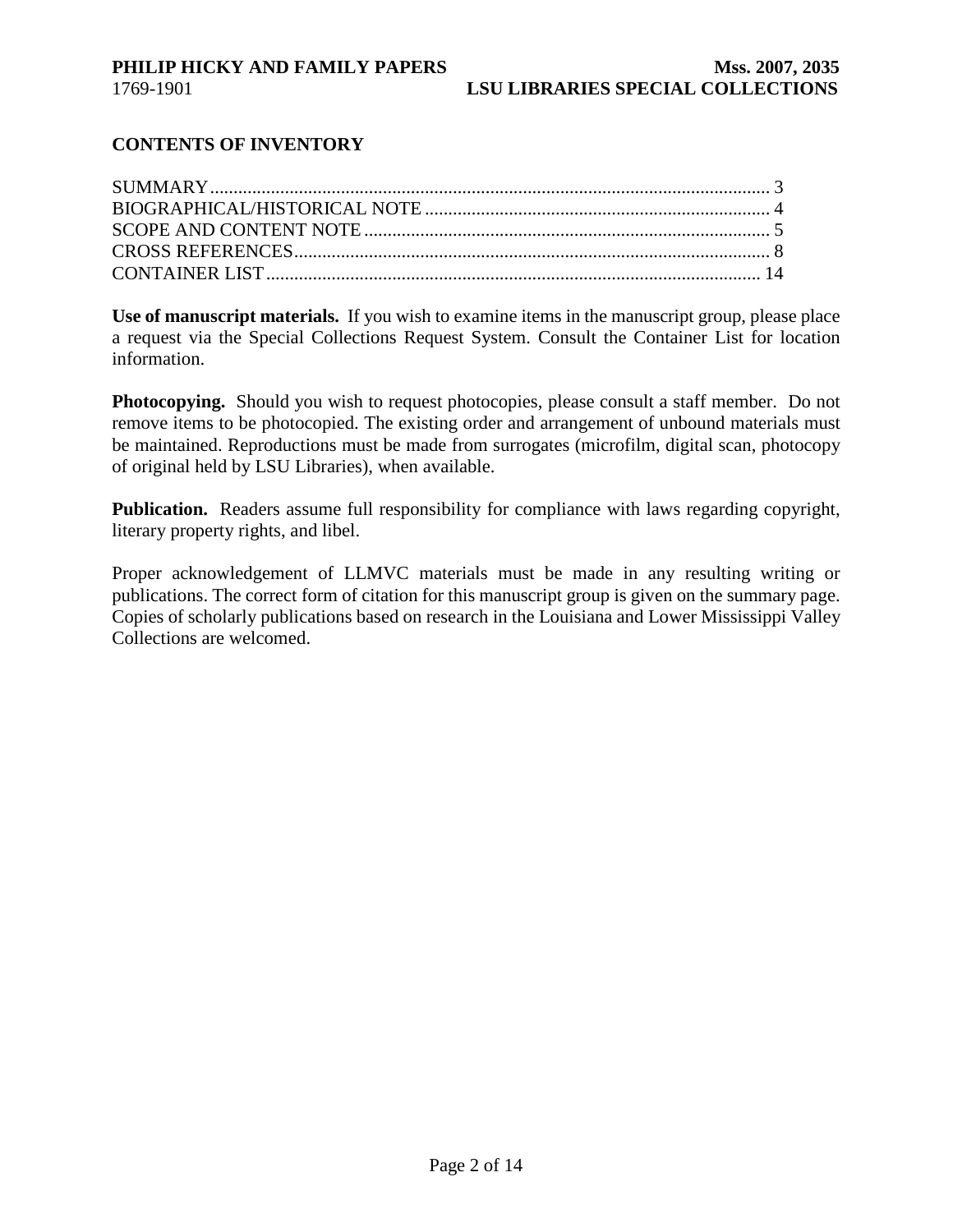## CONTENTS OF INVENTORY

SUMMARY .......................................................................................................... 3
BIOGRAPHICAL/HISTORICAL NOTE ......................................................................... 4
SCOPE AND CONTENT NOTE ..................................................................................... 5
CROSS REFERENCES .................................................................................................. 8
CONTAINER LIST ......................................................................................................... 14

**Use of manuscript materials.** If you wish to examine items in the manuscript group, please place a request via the Special Collections Request System. Consult the Container List for location information.

**Photocopying.** Should you wish to request photocopies, please consult a staff member. Do not remove items to be photocopied. The existing order and arrangement of unbound materials must be maintained. Reproductions must be made from surrogates (microfilm, digital scan, photocopy of original held by LSU Libraries), when available.

**Publication.** Readers assume full responsibility for compliance with laws regarding copyright, literary property rights, and libel.

Proper acknowledgement of LLMVC materials must be made in any resulting writing or publications. The correct form of citation for this manuscript group is given on the summary page. Copies of scholarly publications based on research in the Louisiana and Lower Mississippi Valley Collections are welcomed.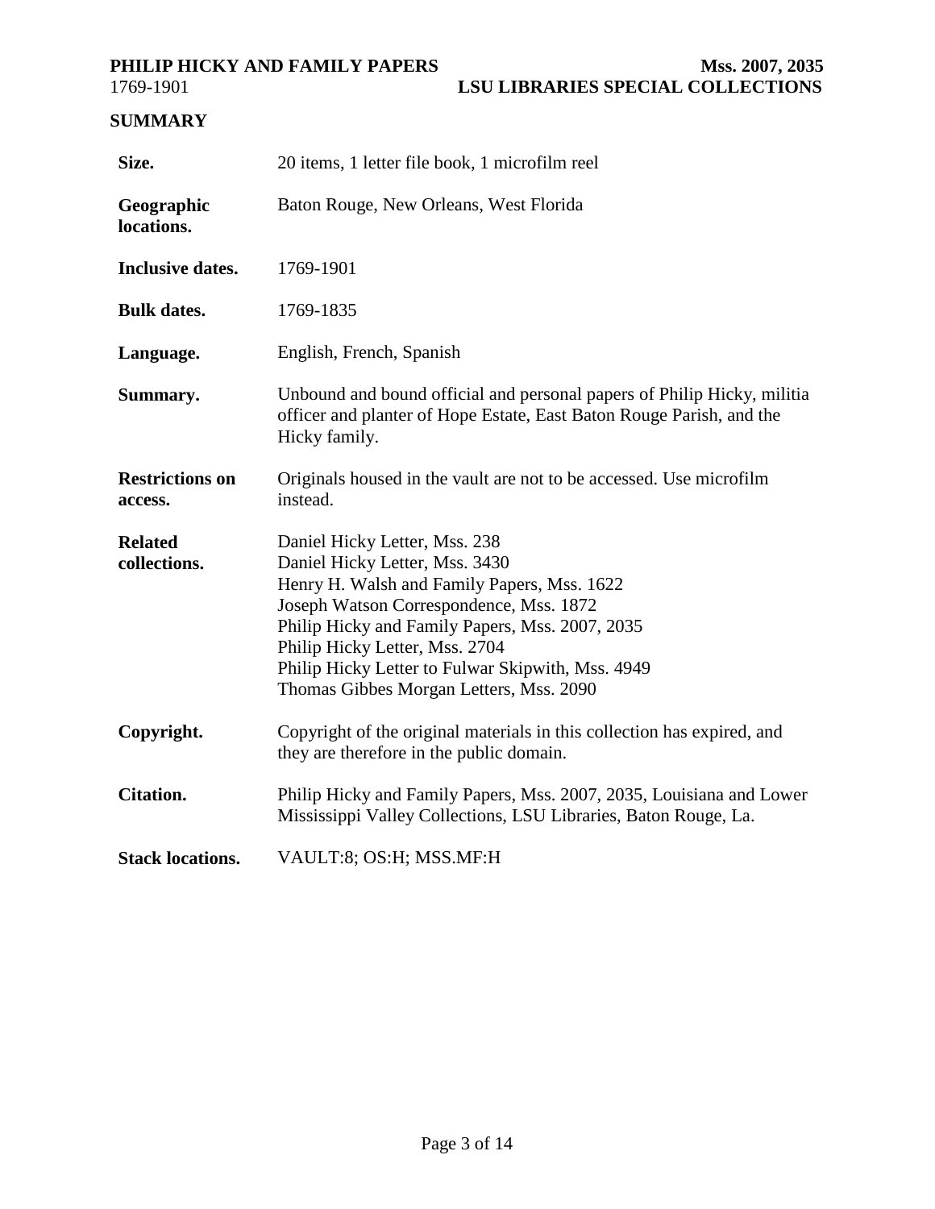## SUMMARY

| | |
|---|---|
| **Size.** | 20 items, 1 letter file book, 1 microfilm reel |
| **Geographic locations.** | Baton Rouge, New Orleans, West Florida |
| **Inclusive dates.** | 1769-1901 |
| **Bulk dates.** | 1769-1835 |
| **Language.** | English, French, Spanish |
| **Summary.** | Unbound and bound official and personal papers of Philip Hicky, militia officer and planter of Hope Estate, East Baton Rouge Parish, and the Hicky family. |
| **Restrictions on access.** | Originals housed in the vault are not to be accessed. Use microfilm instead. |
| **Related collections.** | Daniel Hicky Letter, Mss. 238<br>Daniel Hicky Letter, Mss. 3430<br>Henry H. Walsh and Family Papers, Mss. 1622<br>Joseph Watson Correspondence, Mss. 1872<br>Philip Hicky and Family Papers, Mss. 2007, 2035<br>Philip Hicky Letter, Mss. 2704<br>Philip Hicky Letter to Fulwar Skipwith, Mss. 4949<br>Thomas Gibbes Morgan Letters, Mss. 2090 |
| **Copyright.** | Copyright of the original materials in this collection has expired, and they are therefore in the public domain. |
| **Citation.** | Philip Hicky and Family Papers, Mss. 2007, 2035, Louisiana and Lower Mississippi Valley Collections, LSU Libraries, Baton Rouge, La. |
| **Stack locations.** | VAULT:8; OS:H; MSS.MF:H |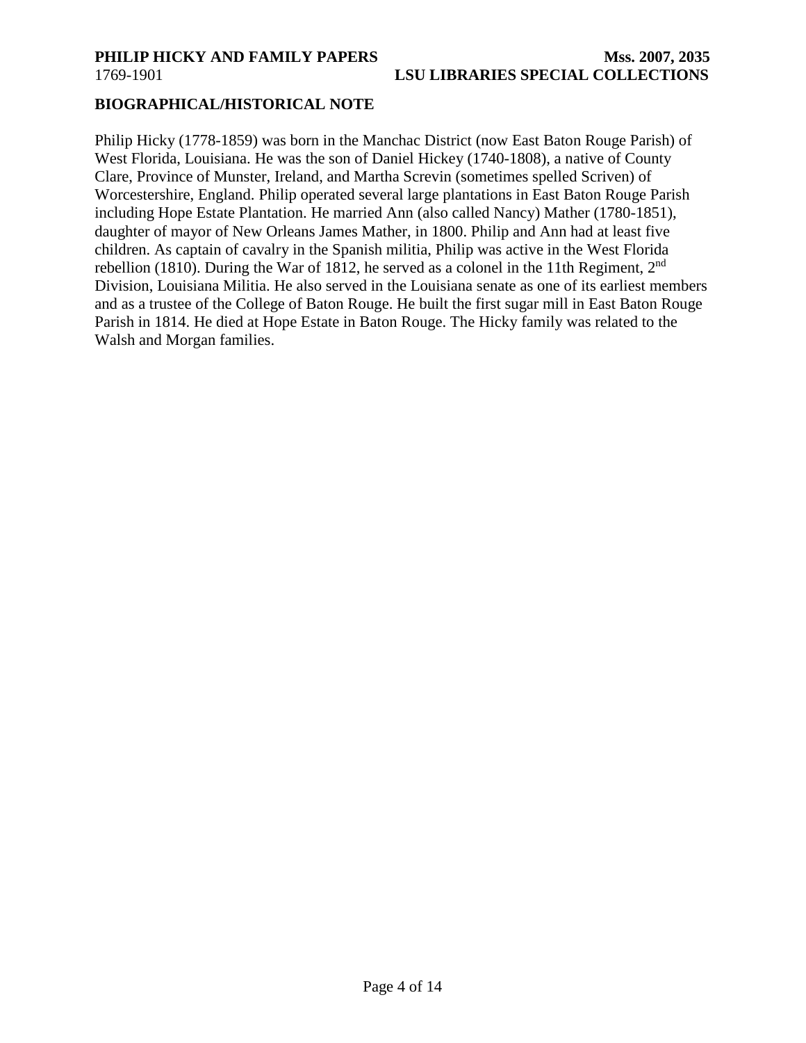## BIOGRAPHICAL/HISTORICAL NOTE

Philip Hicky (1778-1859) was born in the Manchac District (now East Baton Rouge Parish) of West Florida, Louisiana. He was the son of Daniel Hickey (1740-1808), a native of County Clare, Province of Munster, Ireland, and Martha Screvin (sometimes spelled Scriven) of Worcestershire, England. Philip operated several large plantations in East Baton Rouge Parish including Hope Estate Plantation. He married Ann (also called Nancy) Mather (1780-1851), daughter of mayor of New Orleans James Mather, in 1800. Philip and Ann had at least five children. As captain of cavalry in the Spanish militia, Philip was active in the West Florida rebellion (1810). During the War of 1812, he served as a colonel in the 11th Regiment, 2nd Division, Louisiana Militia. He also served in the Louisiana senate as one of its earliest members and as a trustee of the College of Baton Rouge. He built the first sugar mill in East Baton Rouge Parish in 1814. He died at Hope Estate in Baton Rouge. The Hicky family was related to the Walsh and Morgan families.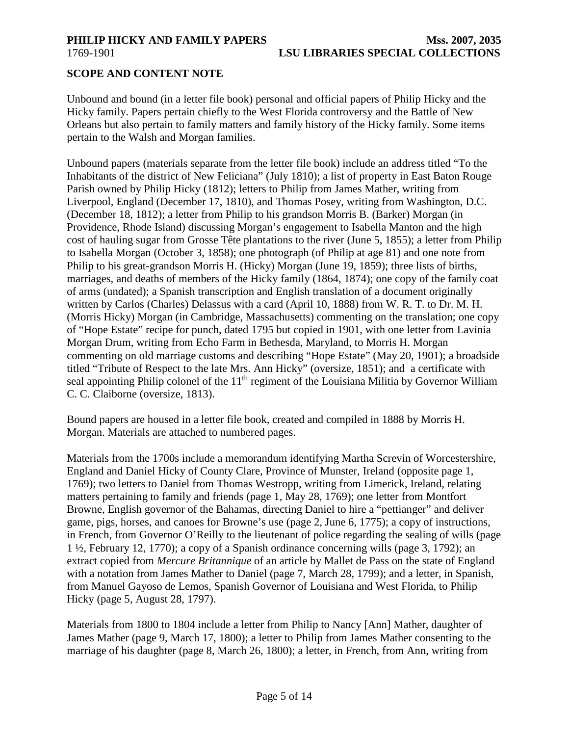## SCOPE AND CONTENT NOTE

Unbound and bound (in a letter file book) personal and official papers of Philip Hicky and the Hicky family. Papers pertain chiefly to the West Florida controversy and the Battle of New Orleans but also pertain to family matters and family history of the Hicky family. Some items pertain to the Walsh and Morgan families.

Unbound papers (materials separate from the letter file book) include an address titled "To the Inhabitants of the district of New Feliciana" (July 1810); a list of property in East Baton Rouge Parish owned by Philip Hicky (1812); letters to Philip from James Mather, writing from Liverpool, England (December 17, 1810), and Thomas Posey, writing from Washington, D.C. (December 18, 1812); a letter from Philip to his grandson Morris B. (Barker) Morgan (in Providence, Rhode Island) discussing Morgan's engagement to Isabella Manton and the high cost of hauling sugar from Grosse Tête plantations to the river (June 5, 1855); a letter from Philip to Isabella Morgan (October 3, 1858); one photograph (of Philip at age 81) and one note from Philip to his great-grandson Morris H. (Hicky) Morgan (June 19, 1859); three lists of births, marriages, and deaths of members of the Hicky family (1864, 1874); one copy of the family coat of arms (undated); a Spanish transcription and English translation of a document originally written by Carlos (Charles) Delassus with a card (April 10, 1888) from W. R. T. to Dr. M. H. (Morris Hicky) Morgan (in Cambridge, Massachusetts) commenting on the translation; one copy of "Hope Estate" recipe for punch, dated 1795 but copied in 1901, with one letter from Lavinia Morgan Drum, writing from Echo Farm in Bethesda, Maryland, to Morris H. Morgan commenting on old marriage customs and describing "Hope Estate" (May 20, 1901); a broadside titled "Tribute of Respect to the late Mrs. Ann Hicky" (oversize, 1851); and a certificate with seal appointing Philip colonel of the 11th regiment of the Louisiana Militia by Governor William C. C. Claiborne (oversize, 1813).

Bound papers are housed in a letter file book, created and compiled in 1888 by Morris H. Morgan. Materials are attached to numbered pages.

Materials from the 1700s include a memorandum identifying Martha Screvin of Worcestershire, England and Daniel Hicky of County Clare, Province of Munster, Ireland (opposite page 1, 1769); two letters to Daniel from Thomas Westropp, writing from Limerick, Ireland, relating matters pertaining to family and friends (page 1, May 28, 1769); one letter from Montfort Browne, English governor of the Bahamas, directing Daniel to hire a "pettianger" and deliver game, pigs, horses, and canoes for Browne's use (page 2, June 6, 1775); a copy of instructions, in French, from Governor O'Reilly to the lieutenant of police regarding the sealing of wills (page 1 ½, February 12, 1770); a copy of a Spanish ordinance concerning wills (page 3, 1792); an extract copied from *Mercure Britannique* of an article by Mallet de Pass on the state of England with a notation from James Mather to Daniel (page 7, March 28, 1799); and a letter, in Spanish, from Manuel Gayoso de Lemos, Spanish Governor of Louisiana and West Florida, to Philip Hicky (page 5, August 28, 1797).

Materials from 1800 to 1804 include a letter from Philip to Nancy [Ann] Mather, daughter of James Mather (page 9, March 17, 1800); a letter to Philip from James Mather consenting to the marriage of his daughter (page 8, March 26, 1800); a letter, in French, from Ann, writing from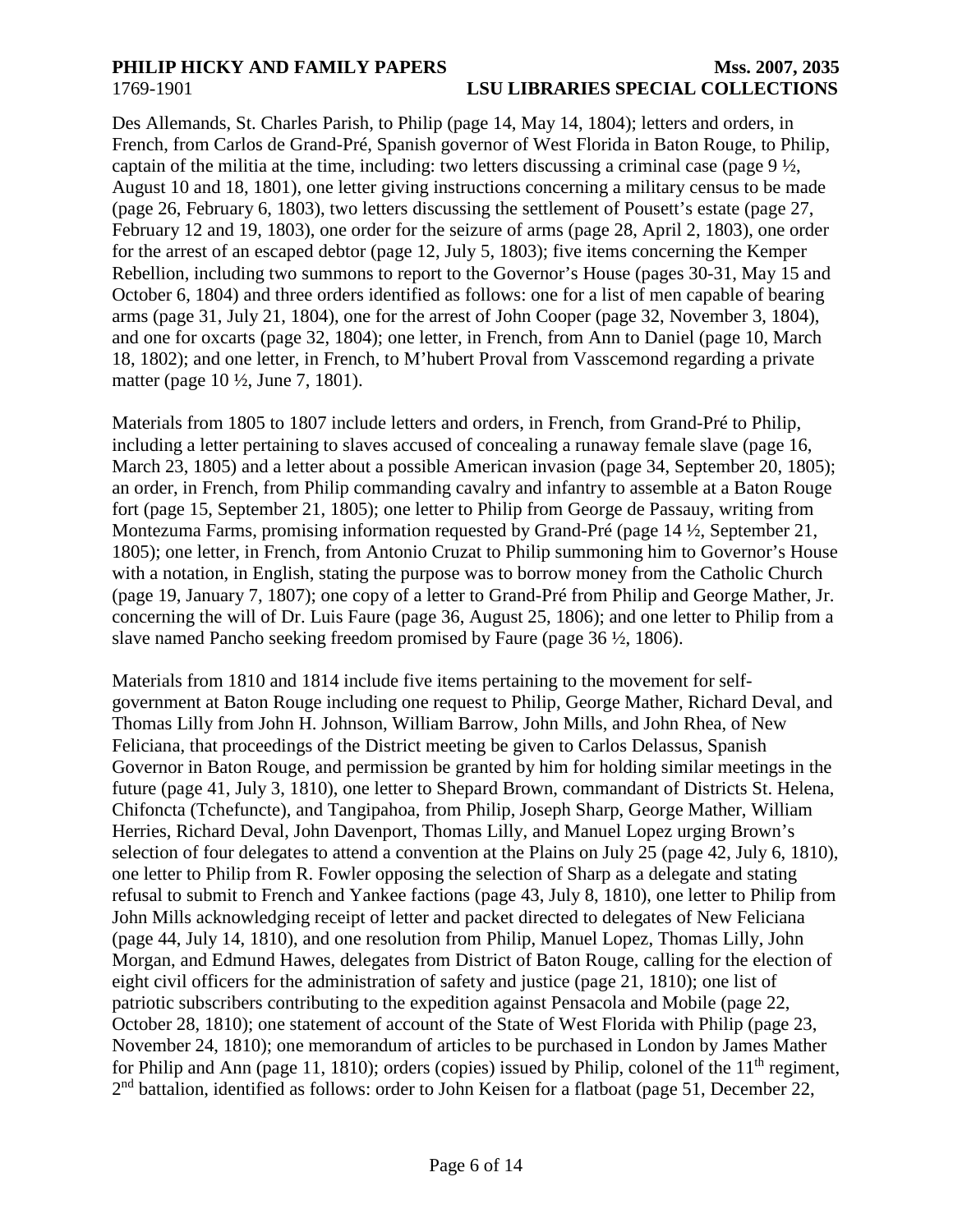Des Allemands, St. Charles Parish, to Philip (page 14, May 14, 1804); letters and orders, in French, from Carlos de Grand-Pré, Spanish governor of West Florida in Baton Rouge, to Philip, captain of the militia at the time, including: two letters discussing a criminal case (page 9 ½, August 10 and 18, 1801), one letter giving instructions concerning a military census to be made (page 26, February 6, 1803), two letters discussing the settlement of Pousett's estate (page 27, February 12 and 19, 1803), one order for the seizure of arms (page 28, April 2, 1803), one order for the arrest of an escaped debtor (page 12, July 5, 1803); five items concerning the Kemper Rebellion, including two summons to report to the Governor's House (pages 30-31, May 15 and October 6, 1804) and three orders identified as follows: one for a list of men capable of bearing arms (page 31, July 21, 1804), one for the arrest of John Cooper (page 32, November 3, 1804), and one for oxcarts (page 32, 1804); one letter, in French, from Ann to Daniel (page 10, March 18, 1802); and one letter, in French, to M'hubert Proval from Vasscemond regarding a private matter (page 10 ½, June 7, 1801).

Materials from 1805 to 1807 include letters and orders, in French, from Grand-Pré to Philip, including a letter pertaining to slaves accused of concealing a runaway female slave (page 16, March 23, 1805) and a letter about a possible American invasion (page 34, September 20, 1805); an order, in French, from Philip commanding cavalry and infantry to assemble at a Baton Rouge fort (page 15, September 21, 1805); one letter to Philip from George de Passauy, writing from Montezuma Farms, promising information requested by Grand-Pré (page 14 ½, September 21, 1805); one letter, in French, from Antonio Cruzat to Philip summoning him to Governor's House with a notation, in English, stating the purpose was to borrow money from the Catholic Church (page 19, January 7, 1807); one copy of a letter to Grand-Pré from Philip and George Mather, Jr. concerning the will of Dr. Luis Faure (page 36, August 25, 1806); and one letter to Philip from a slave named Pancho seeking freedom promised by Faure (page 36 ½, 1806).

Materials from 1810 and 1814 include five items pertaining to the movement for self-government at Baton Rouge including one request to Philip, George Mather, Richard Deval, and Thomas Lilly from John H. Johnson, William Barrow, John Mills, and John Rhea, of New Feliciana, that proceedings of the District meeting be given to Carlos Delassus, Spanish Governor in Baton Rouge, and permission be granted by him for holding similar meetings in the future (page 41, July 3, 1810), one letter to Shepard Brown, commandant of Districts St. Helena, Chifoncta (Tchefuncte), and Tangipahoa, from Philip, Joseph Sharp, George Mather, William Herries, Richard Deval, John Davenport, Thomas Lilly, and Manuel Lopez urging Brown's selection of four delegates to attend a convention at the Plains on July 25 (page 42, July 6, 1810), one letter to Philip from R. Fowler opposing the selection of Sharp as a delegate and stating refusal to submit to French and Yankee factions (page 43, July 8, 1810), one letter to Philip from John Mills acknowledging receipt of letter and packet directed to delegates of New Feliciana (page 44, July 14, 1810), and one resolution from Philip, Manuel Lopez, Thomas Lilly, John Morgan, and Edmund Hawes, delegates from District of Baton Rouge, calling for the election of eight civil officers for the administration of safety and justice (page 21, 1810); one list of patriotic subscribers contributing to the expedition against Pensacola and Mobile (page 22, October 28, 1810); one statement of account of the State of West Florida with Philip (page 23, November 24, 1810); one memorandum of articles to be purchased in London by James Mather for Philip and Ann (page 11, 1810); orders (copies) issued by Philip, colonel of the 11th regiment, 2nd battalion, identified as follows: order to John Keisen for a flatboat (page 51, December 22,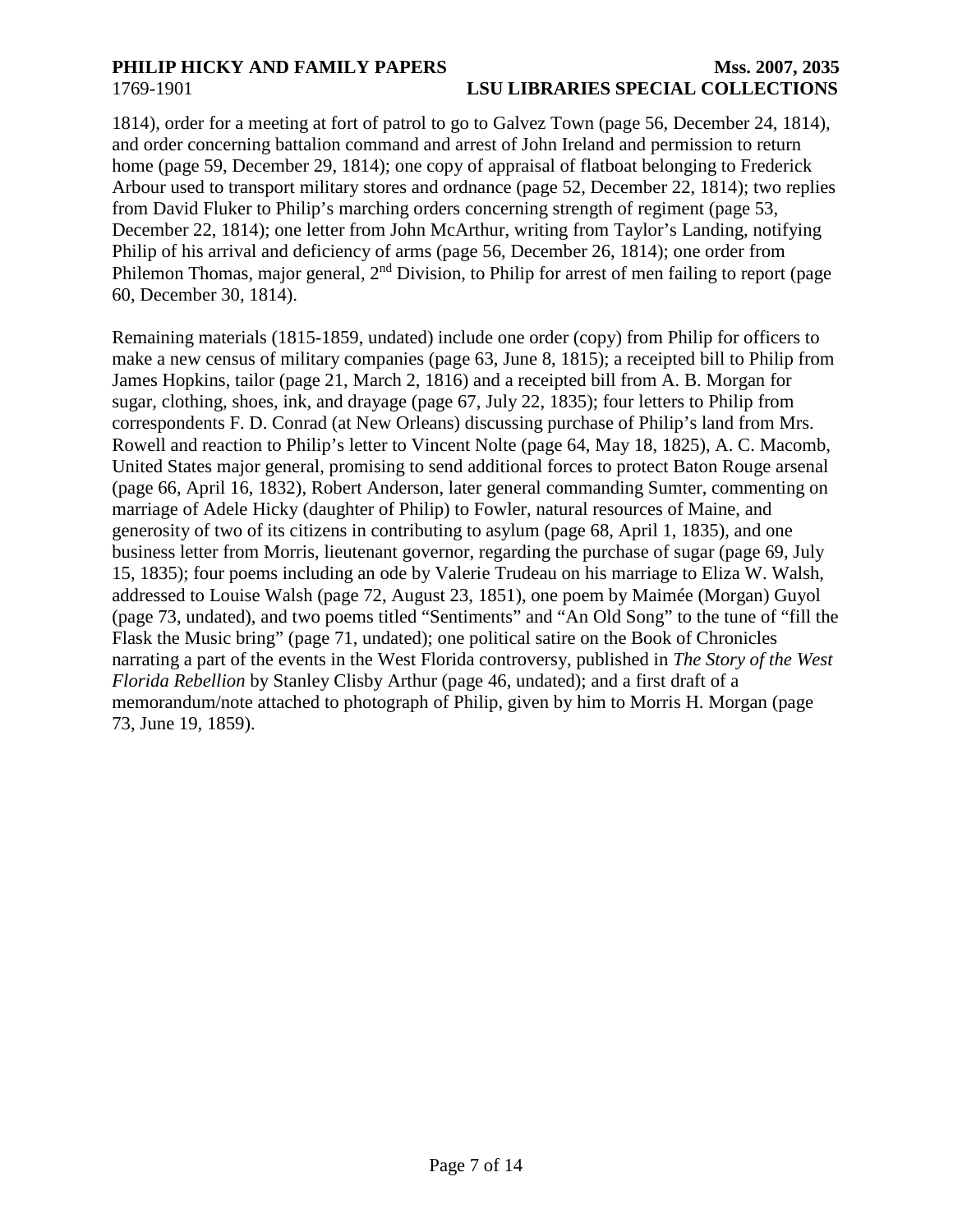1814), order for a meeting at fort of patrol to go to Galvez Town (page 56, December 24, 1814), and order concerning battalion command and arrest of John Ireland and permission to return home (page 59, December 29, 1814); one copy of appraisal of flatboat belonging to Frederick Arbour used to transport military stores and ordnance (page 52, December 22, 1814); two replies from David Fluker to Philip's marching orders concerning strength of regiment (page 53, December 22, 1814); one letter from John McArthur, writing from Taylor's Landing, notifying Philip of his arrival and deficiency of arms (page 56, December 26, 1814); one order from Philemon Thomas, major general, 2nd Division, to Philip for arrest of men failing to report (page 60, December 30, 1814).

Remaining materials (1815-1859, undated) include one order (copy) from Philip for officers to make a new census of military companies (page 63, June 8, 1815); a receipted bill to Philip from James Hopkins, tailor (page 21, March 2, 1816) and a receipted bill from A. B. Morgan for sugar, clothing, shoes, ink, and drayage (page 67, July 22, 1835); four letters to Philip from correspondents F. D. Conrad (at New Orleans) discussing purchase of Philip's land from Mrs. Rowell and reaction to Philip's letter to Vincent Nolte (page 64, May 18, 1825), A. C. Macomb, United States major general, promising to send additional forces to protect Baton Rouge arsenal (page 66, April 16, 1832), Robert Anderson, later general commanding Sumter, commenting on marriage of Adele Hicky (daughter of Philip) to Fowler, natural resources of Maine, and generosity of two of its citizens in contributing to asylum (page 68, April 1, 1835), and one business letter from Morris, lieutenant governor, regarding the purchase of sugar (page 69, July 15, 1835); four poems including an ode by Valerie Trudeau on his marriage to Eliza W. Walsh, addressed to Louise Walsh (page 72, August 23, 1851), one poem by Maimée (Morgan) Guyol (page 73, undated), and two poems titled "Sentiments" and "An Old Song" to the tune of "fill the Flask the Music bring" (page 71, undated); one political satire on the Book of Chronicles narrating a part of the events in the West Florida controversy, published in *The Story of the West Florida Rebellion* by Stanley Clisby Arthur (page 46, undated); and a first draft of a memorandum/note attached to photograph of Philip, given by him to Morris H. Morgan (page 73, June 19, 1859).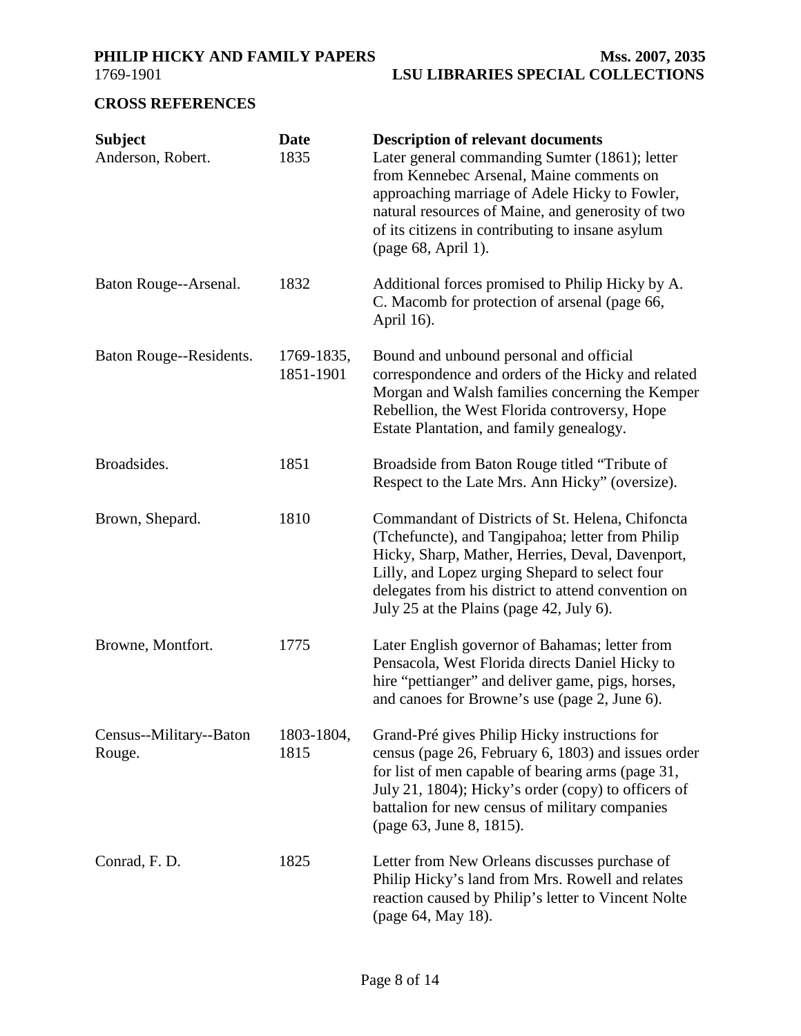## CROSS REFERENCES

| Subject | Date | Description of relevant documents |
|---|---|---|
| Anderson, Robert. | 1835 | Later general commanding Sumter (1861); letter from Kennebec Arsenal, Maine comments on approaching marriage of Adele Hicky to Fowler, natural resources of Maine, and generosity of two of its citizens in contributing to insane asylum (page 68, April 1). |
| Baton Rouge--Arsenal. | 1832 | Additional forces promised to Philip Hicky by A. C. Macomb for protection of arsenal (page 66, April 16). |
| Baton Rouge--Residents. | 1769-1835, 1851-1901 | Bound and unbound personal and official correspondence and orders of the Hicky and related Morgan and Walsh families concerning the Kemper Rebellion, the West Florida controversy, Hope Estate Plantation, and family genealogy. |
| Broadsides. | 1851 | Broadside from Baton Rouge titled "Tribute of Respect to the Late Mrs. Ann Hicky" (oversize). |
| Brown, Shepard. | 1810 | Commandant of Districts of St. Helena, Chifoncta (Tchefuncte), and Tangipahoa; letter from Philip Hicky, Sharp, Mather, Herries, Deval, Davenport, Lilly, and Lopez urging Shepard to select four delegates from his district to attend convention on July 25 at the Plains (page 42, July 6). |
| Browne, Montfort. | 1775 | Later English governor of Bahamas; letter from Pensacola, West Florida directs Daniel Hicky to hire "pettianger" and deliver game, pigs, horses, and canoes for Browne's use (page 2, June 6). |
| Census--Military--Baton Rouge. | 1803-1804, 1815 | Grand-Pré gives Philip Hicky instructions for census (page 26, February 6, 1803) and issues order for list of men capable of bearing arms (page 31, July 21, 1804); Hicky's order (copy) to officers of battalion for new census of military companies (page 63, June 8, 1815). |
| Conrad, F. D. | 1825 | Letter from New Orleans discusses purchase of Philip Hicky's land from Mrs. Rowell and relates reaction caused by Philip's letter to Vincent Nolte (page 64, May 18). |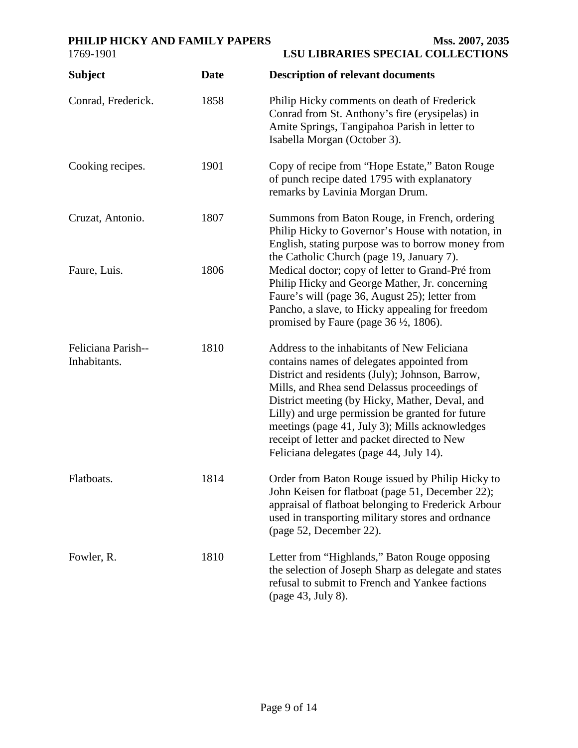| Subject | Date | Description of relevant documents |
| --- | --- | --- |
| Conrad, Frederick. | 1858 | Philip Hicky comments on death of Frederick Conrad from St. Anthony's fire (erysipelas) in Amite Springs, Tangipahoa Parish in letter to Isabella Morgan (October 3). |
| Cooking recipes. | 1901 | Copy of recipe from "Hope Estate," Baton Rouge of punch recipe dated 1795 with explanatory remarks by Lavinia Morgan Drum. |
| Cruzat, Antonio. | 1807 | Summons from Baton Rouge, in French, ordering Philip Hicky to Governor's House with notation, in English, stating purpose was to borrow money from the Catholic Church (page 19, January 7). |
| Faure, Luis. | 1806 | Medical doctor; copy of letter to Grand-Pré from Philip Hicky and George Mather, Jr. concerning Faure's will (page 36, August 25); letter from Pancho, a slave, to Hicky appealing for freedom promised by Faure (page 36 ½, 1806). |
| Feliciana Parish--Inhabitants. | 1810 | Address to the inhabitants of New Feliciana contains names of delegates appointed from District and residents (July); Johnson, Barrow, Mills, and Rhea send Delassus proceedings of District meeting (by Hicky, Mather, Deval, and Lilly) and urge permission be granted for future meetings (page 41, July 3); Mills acknowledges receipt of letter and packet directed to New Feliciana delegates (page 44, July 14). |
| Flatboats. | 1814 | Order from Baton Rouge issued by Philip Hicky to John Keisen for flatboat (page 51, December 22); appraisal of flatboat belonging to Frederick Arbour used in transporting military stores and ordnance (page 52, December 22). |
| Fowler, R. | 1810 | Letter from "Highlands," Baton Rouge opposing the selection of Joseph Sharp as delegate and states refusal to submit to French and Yankee factions (page 43, July 8). |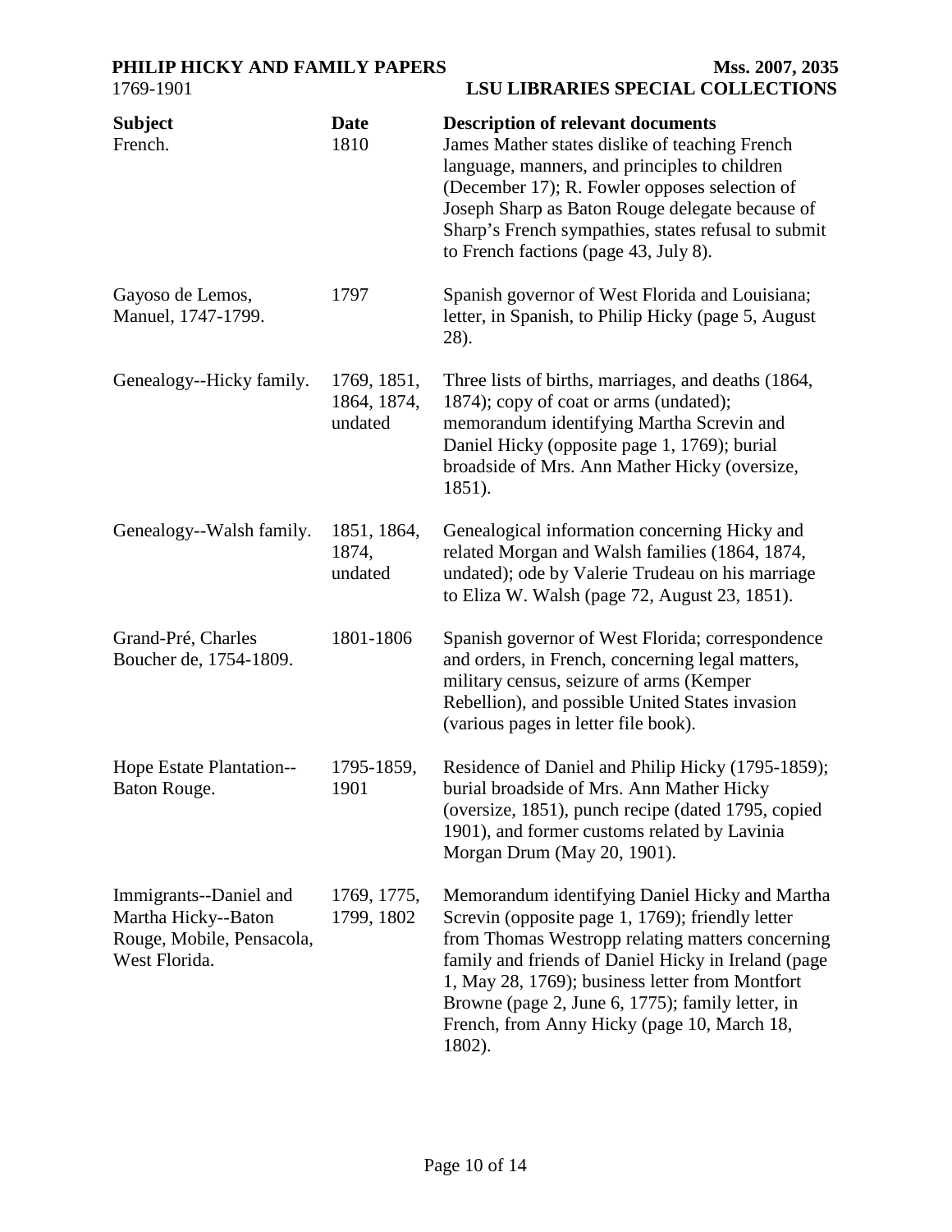| Subject | Date | Description of relevant documents |
|---|---|---|
| French. | 1810 | James Mather states dislike of teaching French language, manners, and principles to children (December 17); R. Fowler opposes selection of Joseph Sharp as Baton Rouge delegate because of Sharp's French sympathies, states refusal to submit to French factions (page 43, July 8). |
| Gayoso de Lemos, Manuel, 1747-1799. | 1797 | Spanish governor of West Florida and Louisiana; letter, in Spanish, to Philip Hicky (page 5, August 28). |
| Genealogy--Hicky family. | 1769, 1851, 1864, 1874, undated | Three lists of births, marriages, and deaths (1864, 1874); copy of coat or arms (undated); memorandum identifying Martha Screvin and Daniel Hicky (opposite page 1, 1769); burial broadside of Mrs. Ann Mather Hicky (oversize, 1851). |
| Genealogy--Walsh family. | 1851, 1864, 1874, undated | Genealogical information concerning Hicky and related Morgan and Walsh families (1864, 1874, undated); ode by Valerie Trudeau on his marriage to Eliza W. Walsh (page 72, August 23, 1851). |
| Grand-Pré, Charles Boucher de, 1754-1809. | 1801-1806 | Spanish governor of West Florida; correspondence and orders, in French, concerning legal matters, military census, seizure of arms (Kemper Rebellion), and possible United States invasion (various pages in letter file book). |
| Hope Estate Plantation--Baton Rouge. | 1795-1859, 1901 | Residence of Daniel and Philip Hicky (1795-1859); burial broadside of Mrs. Ann Mather Hicky (oversize, 1851), punch recipe (dated 1795, copied 1901), and former customs related by Lavinia Morgan Drum (May 20, 1901). |
| Immigrants--Daniel and Martha Hicky--Baton Rouge, Mobile, Pensacola, West Florida. | 1769, 1775, 1799, 1802 | Memorandum identifying Daniel Hicky and Martha Screvin (opposite page 1, 1769); friendly letter from Thomas Westropp relating matters concerning family and friends of Daniel Hicky in Ireland (page 1, May 28, 1769); business letter from Montfort Browne (page 2, June 6, 1775); family letter, in French, from Anny Hicky (page 10, March 18, 1802). |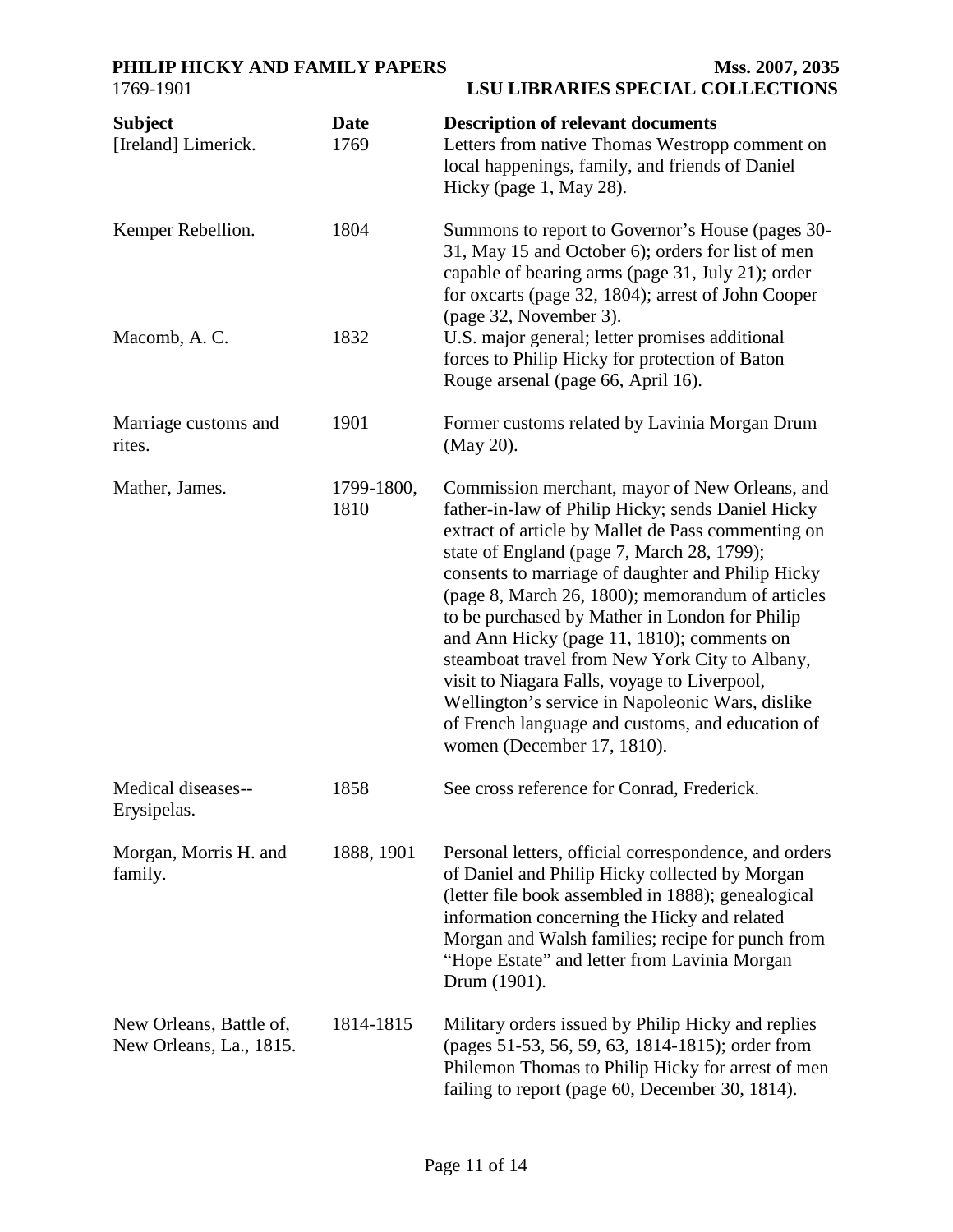| Subject | Date | Description of relevant documents |
| --- | --- | --- |
| [Ireland] Limerick. | 1769 | Letters from native Thomas Westropp comment on local happenings, family, and friends of Daniel Hicky (page 1, May 28). |
| Kemper Rebellion. | 1804 | Summons to report to Governor's House (pages 30-31, May 15 and October 6); orders for list of men capable of bearing arms (page 31, July 21); order for oxcarts (page 32, 1804); arrest of John Cooper (page 32, November 3). |
| Macomb, A. C. | 1832 | U.S. major general; letter promises additional forces to Philip Hicky for protection of Baton Rouge arsenal (page 66, April 16). |
| Marriage customs and rites. | 1901 | Former customs related by Lavinia Morgan Drum (May 20). |
| Mather, James. | 1799-1800, 1810 | Commission merchant, mayor of New Orleans, and father-in-law of Philip Hicky; sends Daniel Hicky extract of article by Mallet de Pass commenting on state of England (page 7, March 28, 1799); consents to marriage of daughter and Philip Hicky (page 8, March 26, 1800); memorandum of articles to be purchased by Mather in London for Philip and Ann Hicky (page 11, 1810); comments on steamboat travel from New York City to Albany, visit to Niagara Falls, voyage to Liverpool, Wellington's service in Napoleonic Wars, dislike of French language and customs, and education of women (December 17, 1810). |
| Medical diseases--Erysipelas. | 1858 | See cross reference for Conrad, Frederick. |
| Morgan, Morris H. and family. | 1888, 1901 | Personal letters, official correspondence, and orders of Daniel and Philip Hicky collected by Morgan (letter file book assembled in 1888); genealogical information concerning the Hicky and related Morgan and Walsh families; recipe for punch from "Hope Estate" and letter from Lavinia Morgan Drum (1901). |
| New Orleans, Battle of, New Orleans, La., 1815. | 1814-1815 | Military orders issued by Philip Hicky and replies (pages 51-53, 56, 59, 63, 1814-1815); order from Philemon Thomas to Philip Hicky for arrest of men failing to report (page 60, December 30, 1814). |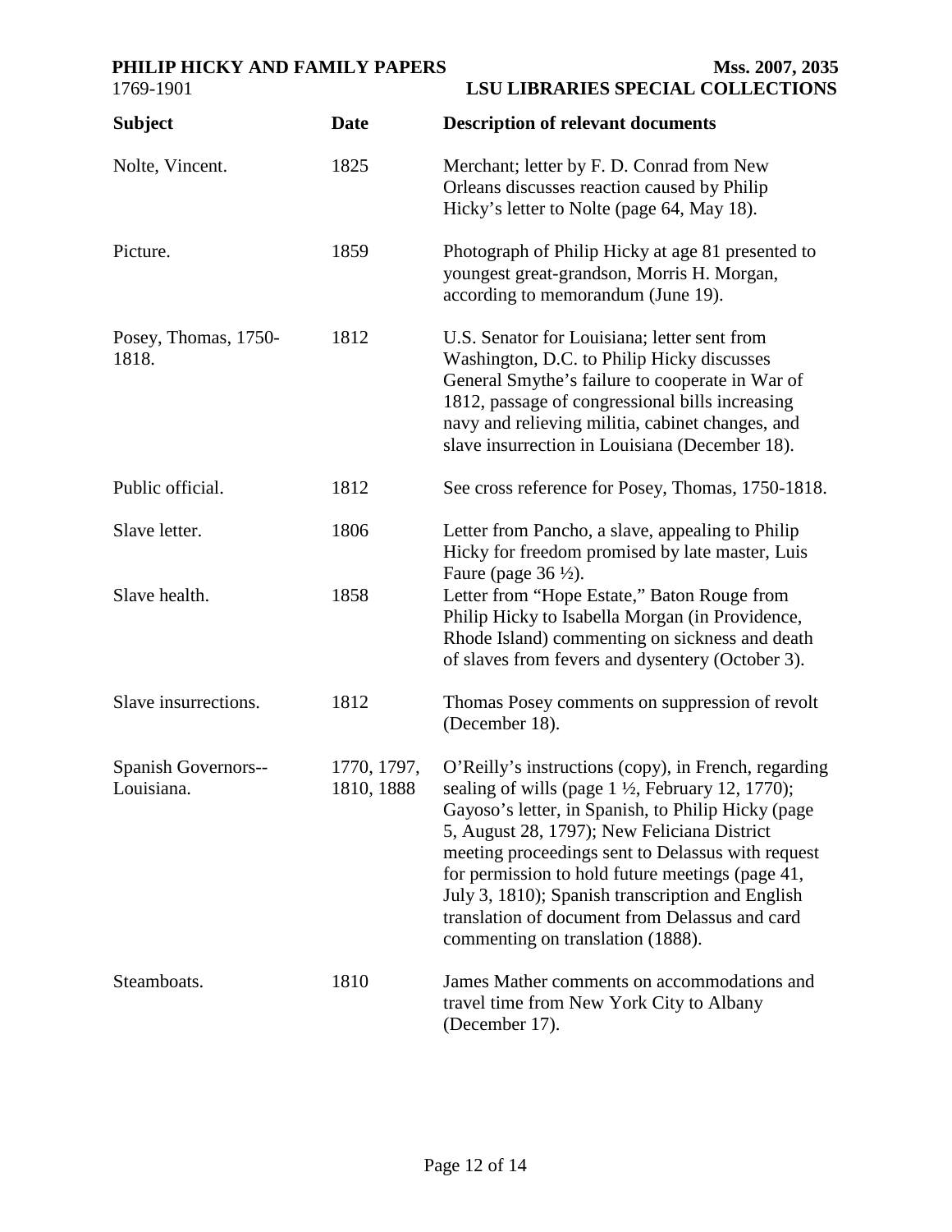| Subject | Date | Description of relevant documents |
|---|---|---|
| Nolte, Vincent. | 1825 | Merchant; letter by F. D. Conrad from New Orleans discusses reaction caused by Philip Hicky's letter to Nolte (page 64, May 18). |
| Picture. | 1859 | Photograph of Philip Hicky at age 81 presented to youngest great-grandson, Morris H. Morgan, according to memorandum (June 19). |
| Posey, Thomas, 1750-1818. | 1812 | U.S. Senator for Louisiana; letter sent from Washington, D.C. to Philip Hicky discusses General Smythe's failure to cooperate in War of 1812, passage of congressional bills increasing navy and relieving militia, cabinet changes, and slave insurrection in Louisiana (December 18). |
| Public official. | 1812 | See cross reference for Posey, Thomas, 1750-1818. |
| Slave letter. | 1806 | Letter from Pancho, a slave, appealing to Philip Hicky for freedom promised by late master, Luis Faure (page 36 ½). |
| Slave health. | 1858 | Letter from "Hope Estate," Baton Rouge from Philip Hicky to Isabella Morgan (in Providence, Rhode Island) commenting on sickness and death of slaves from fevers and dysentery (October 3). |
| Slave insurrections. | 1812 | Thomas Posey comments on suppression of revolt (December 18). |
| Spanish Governors--Louisiana. | 1770, 1797, 1810, 1888 | O'Reilly's instructions (copy), in French, regarding sealing of wills (page 1 ½, February 12, 1770); Gayoso's letter, in Spanish, to Philip Hicky (page 5, August 28, 1797); New Feliciana District meeting proceedings sent to Delassus with request for permission to hold future meetings (page 41, July 3, 1810); Spanish transcription and English translation of document from Delassus and card commenting on translation (1888). |
| Steamboats. | 1810 | James Mather comments on accommodations and travel time from New York City to Albany (December 17). |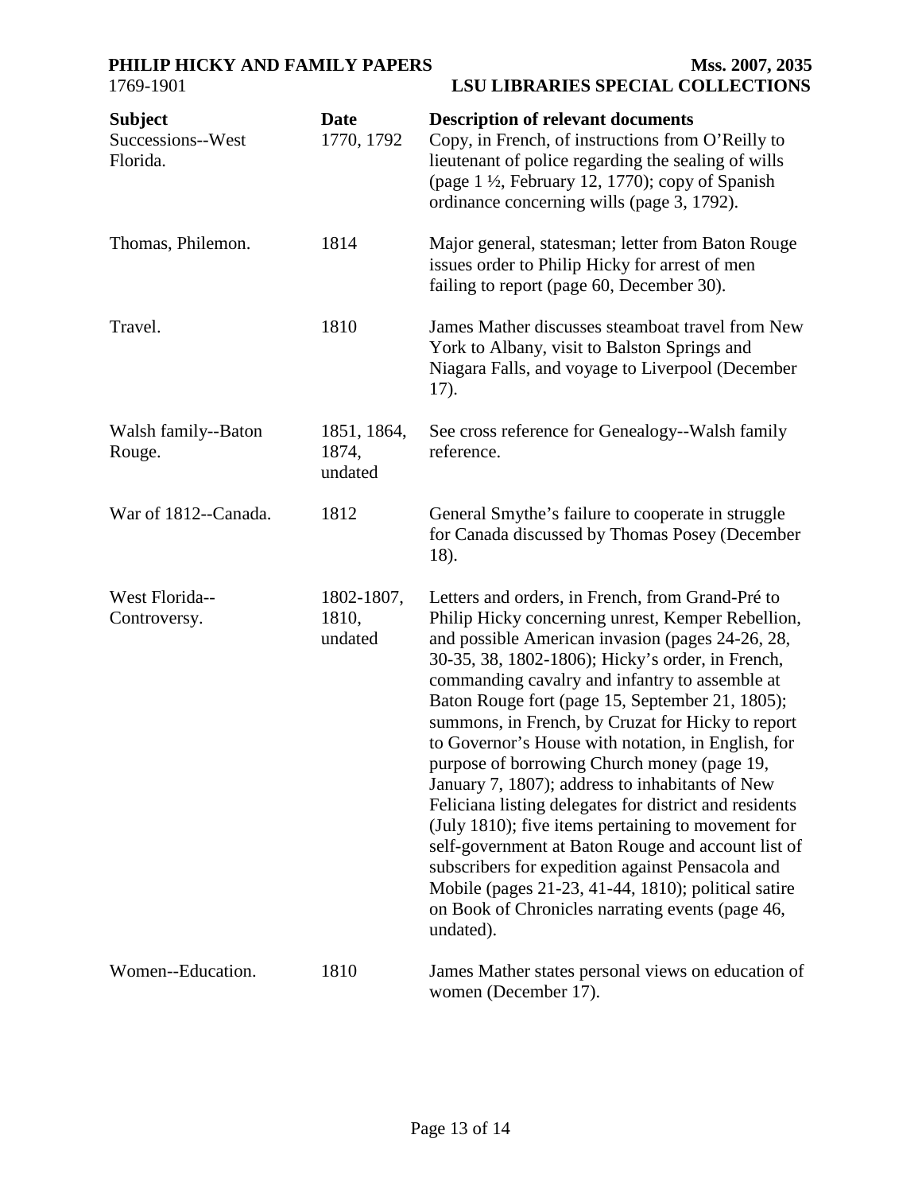| Subject | Date | Description of relevant documents |
|---|---|---|
| Successions--West Florida. | 1770, 1792 | Copy, in French, of instructions from O'Reilly to lieutenant of police regarding the sealing of wills (page 1 ½, February 12, 1770); copy of Spanish ordinance concerning wills (page 3, 1792). |
| Thomas, Philemon. | 1814 | Major general, statesman; letter from Baton Rouge issues order to Philip Hicky for arrest of men failing to report (page 60, December 30). |
| Travel. | 1810 | James Mather discusses steamboat travel from New York to Albany, visit to Balston Springs and Niagara Falls, and voyage to Liverpool (December 17). |
| Walsh family--Baton Rouge. | 1851, 1864, 1874, undated | See cross reference for Genealogy--Walsh family reference. |
| War of 1812--Canada. | 1812 | General Smythe's failure to cooperate in struggle for Canada discussed by Thomas Posey (December 18). |
| West Florida--Controversy. | 1802-1807, 1810, undated | Letters and orders, in French, from Grand-Pré to Philip Hicky concerning unrest, Kemper Rebellion, and possible American invasion (pages 24-26, 28, 30-35, 38, 1802-1806); Hicky's order, in French, commanding cavalry and infantry to assemble at Baton Rouge fort (page 15, September 21, 1805); summons, in French, by Cruzat for Hicky to report to Governor's House with notation, in English, for purpose of borrowing Church money (page 19, January 7, 1807); address to inhabitants of New Feliciana listing delegates for district and residents (July 1810); five items pertaining to movement for self-government at Baton Rouge and account list of subscribers for expedition against Pensacola and Mobile (pages 21-23, 41-44, 1810); political satire on Book of Chronicles narrating events (page 46, undated). |
| Women--Education. | 1810 | James Mather states personal views on education of women (December 17). |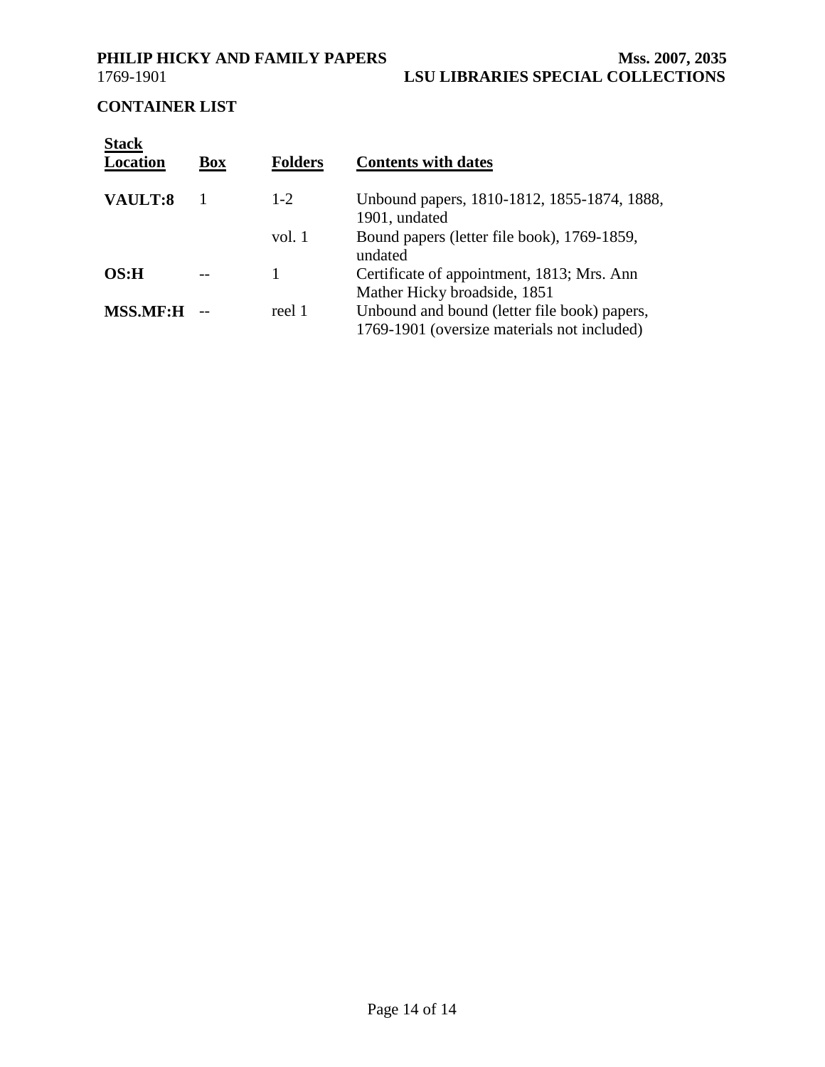## CONTAINER LIST

| Stack Location | Box | Folders | Contents with dates |
|---|---|---|---|
| **VAULT:8** | 1 | 1-2 | Unbound papers, 1810-1812, 1855-1874, 1888, 1901, undated |
| | | vol. 1 | Bound papers (letter file book), 1769-1859, undated |
| **OS:H** | -- | 1 | Certificate of appointment, 1813; Mrs. Ann Mather Hicky broadside, 1851 |
| **MSS.MF:H** | -- | reel 1 | Unbound and bound (letter file book) papers, 1769-1901 (oversize materials not included) |